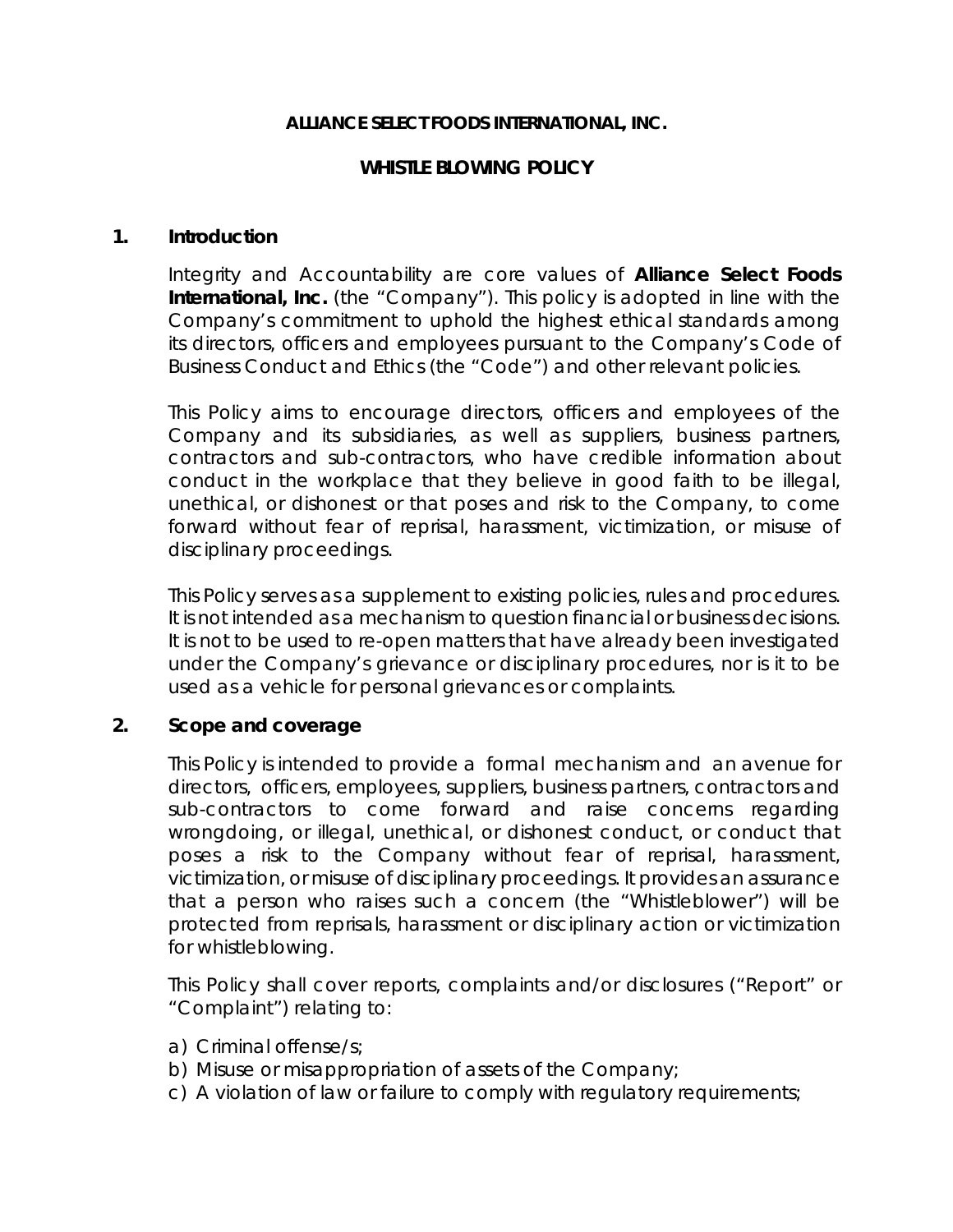**ALLIANCE SELECT FOODS INTERNATIONAL, INC.**

**WHISTLE BLOWING POLICY**

## 1. Introduction

Integrity and Accountability are core values of **Alliance Select Foods International, Inc.** (the "Company"). This policy is adopted in line with the Company's commitment to uphold the highest ethical standards among its directors, officers and employees pursuant to the Company's Code of Business Conduct and Ethics (the "Code") and other relevant policies.

This Policy aims to encourage directors, officers and employees of the Company and its subsidiaries, as well as suppliers, business partners, contractors and sub-contractors, who have credible information about conduct in the workplace that they believe in good faith to be illegal, unethical, or dishonest or that poses and risk to the Company, to come forward without fear of reprisal, harassment, victimization, or misuse of disciplinary proceedings.

This Policy serves as a supplement to existing policies, rules and procedures. It is not intended as a mechanism to question financial or business decisions. It is not to be used to re-open matters that have already been investigated under the Company's grievance or disciplinary procedures, nor is it to be used as a vehicle for personal grievances or complaints.

## 2. Scope and coverage

This Policy is intended to provide a formal mechanism and an avenue for directors, officers, employees, suppliers, business partners, contractors and sub-contractors to come forward and raise concerns regarding wrongdoing, or illegal, unethical, or dishonest conduct, or conduct that poses a risk to the Company without fear of reprisal, harassment, victimization, or misuse of disciplinary proceedings. It provides an assurance that a person who raises such a concern (the "Whistleblower") will be protected from reprisals, harassment or disciplinary action or victimization for whistleblowing.

This Policy shall cover reports, complaints and/or disclosures ("Report" or "Complaint") relating to:

a) Criminal offense/s;
b) Misuse or misappropriation of assets of the Company;
c) A violation of law or failure to comply with regulatory requirements;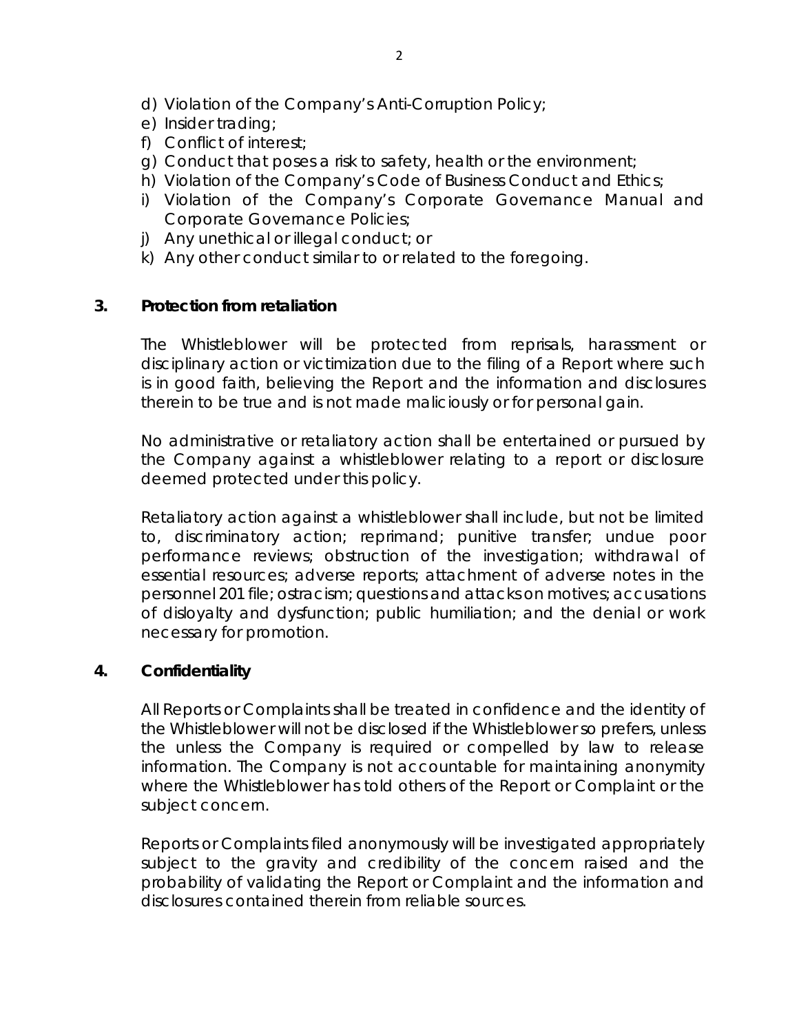d) Violation of the Company's Anti-Corruption Policy;
e) Insider trading;
f) Conflict of interest;
g) Conduct that poses a risk to safety, health or the environment;
h) Violation of the Company's Code of Business Conduct and Ethics;
i) Violation of the Company's Corporate Governance Manual and Corporate Governance Policies;
j) Any unethical or illegal conduct; or
k) Any other conduct similar to or related to the foregoing.

**3. Protection from retaliation**

The Whistleblower will be protected from reprisals, harassment or disciplinary action or victimization due to the filing of a Report where such is in good faith, believing the Report and the information and disclosures therein to be true and is not made maliciously or for personal gain.

No administrative or retaliatory action shall be entertained or pursued by the Company against a whistleblower relating to a report or disclosure deemed protected under this policy.

Retaliatory action against a whistleblower shall include, but not be limited to, discriminatory action; reprimand; punitive transfer; undue poor performance reviews; obstruction of the investigation; withdrawal of essential resources; adverse reports; attachment of adverse notes in the personnel 201 file; ostracism; questions and attacks on motives; accusations of disloyalty and dysfunction; public humiliation; and the denial or work necessary for promotion.

**4. Confidentiality**

All Reports or Complaints shall be treated in confidence and the identity of the Whistleblower will not be disclosed if the Whistleblower so prefers, unless the unless the Company is required or compelled by law to release information. The Company is not accountable for maintaining anonymity where the Whistleblower has told others of the Report or Complaint or the subject concern.

Reports or Complaints filed anonymously will be investigated appropriately subject to the gravity and credibility of the concern raised and the probability of validating the Report or Complaint and the information and disclosures contained therein from reliable sources.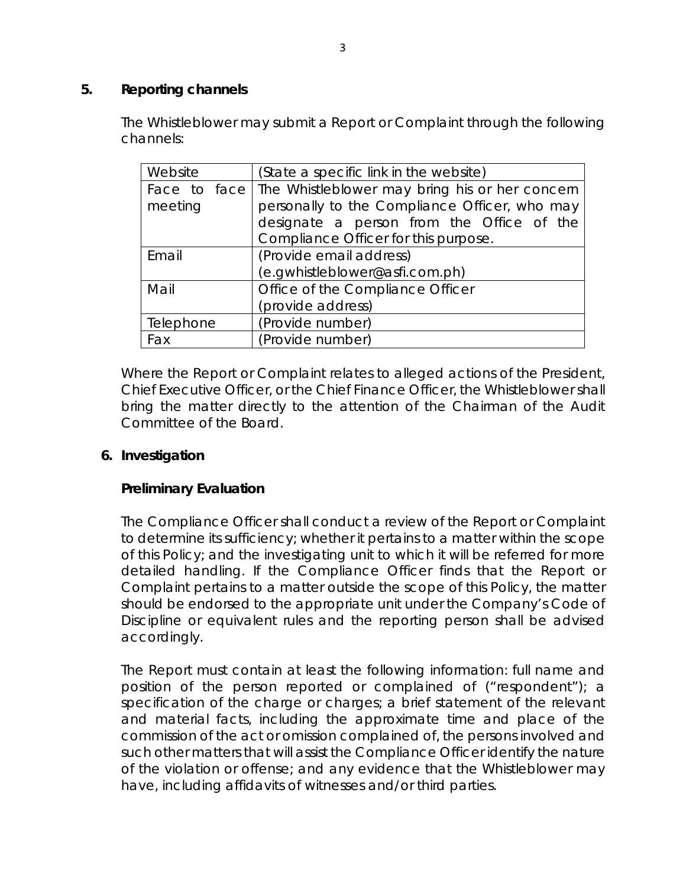## 5. Reporting channels

The Whistleblower may submit a Report or Complaint through the following channels:

| Website | (State a specific link in the website) |
|---|---|
| Face to face meeting | The Whistleblower may bring his or her concern personally to the Compliance Officer, who may designate a person from the Office of the Compliance Officer for this purpose. |
| Email | (Provide email address) (e.gwhistleblower@asfi.com.ph) |
| Mail | Office of the Compliance Officer (provide address) |
| Telephone | (Provide number) |
| Fax | (Provide number) |

Where the Report or Complaint relates to alleged actions of the President, Chief Executive Officer, or the Chief Finance Officer, the Whistleblower shall bring the matter directly to the attention of the Chairman of the Audit Committee of the Board.

## 6. Investigation

### Preliminary Evaluation

The Compliance Officer shall conduct a review of the Report or Complaint to determine its sufficiency; whether it pertains to a matter within the scope of this Policy; and the investigating unit to which it will be referred for more detailed handling. If the Compliance Officer finds that the Report or Complaint pertains to a matter outside the scope of this Policy, the matter should be endorsed to the appropriate unit under the Company's Code of Discipline or equivalent rules and the reporting person shall be advised accordingly.

The Report must contain at least the following information: full name and position of the person reported or complained of ("respondent"); a specification of the charge or charges; a brief statement of the relevant and material facts, including the approximate time and place of the commission of the act or omission complained of, the persons involved and such other matters that will assist the Compliance Officer identify the nature of the violation or offense; and any evidence that the Whistleblower may have, including affidavits of witnesses and/or third parties.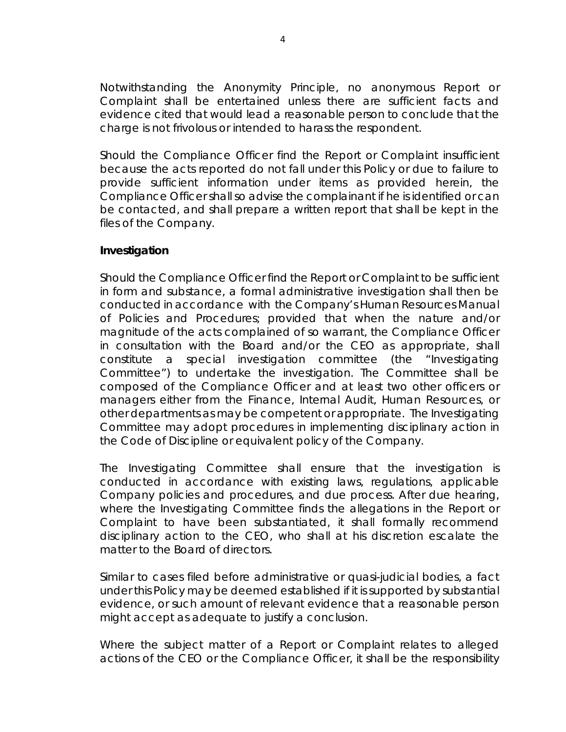Notwithstanding the Anonymity Principle, no anonymous Report or Complaint shall be entertained unless there are sufficient facts and evidence cited that would lead a reasonable person to conclude that the charge is not frivolous or intended to harass the respondent.

Should the Compliance Officer find the Report or Complaint insufficient because the acts reported do not fall under this Policy or due to failure to provide sufficient information under items as provided herein, the Compliance Officer shall so advise the complainant if he is identified or can be contacted, and shall prepare a written report that shall be kept in the files of the Company.

**Investigation**

Should the Compliance Officer find the Report or Complaint to be sufficient in form and substance, a formal administrative investigation shall then be conducted in accordance with the Company's Human Resources Manual of Policies and Procedures; provided that when the nature and/or magnitude of the acts complained of so warrant, the Compliance Officer in consultation with the Board and/or the CEO as appropriate, shall constitute a special investigation committee (the "Investigating Committee") to undertake the investigation. The Committee shall be composed of the Compliance Officer and at least two other officers or managers either from the Finance, Internal Audit, Human Resources, or other departments as may be competent or appropriate. The Investigating Committee may adopt procedures in implementing disciplinary action in the Code of Discipline or equivalent policy of the Company.

The Investigating Committee shall ensure that the investigation is conducted in accordance with existing laws, regulations, applicable Company policies and procedures, and due process. After due hearing, where the Investigating Committee finds the allegations in the Report or Complaint to have been substantiated, it shall formally recommend disciplinary action to the CEO, who shall at his discretion escalate the matter to the Board of directors.

Similar to cases filed before administrative or quasi-judicial bodies, a fact under this Policy may be deemed established if it is supported by substantial evidence, or such amount of relevant evidence that a reasonable person might accept as adequate to justify a conclusion.

Where the subject matter of a Report or Complaint relates to alleged actions of the CEO or the Compliance Officer, it shall be the responsibility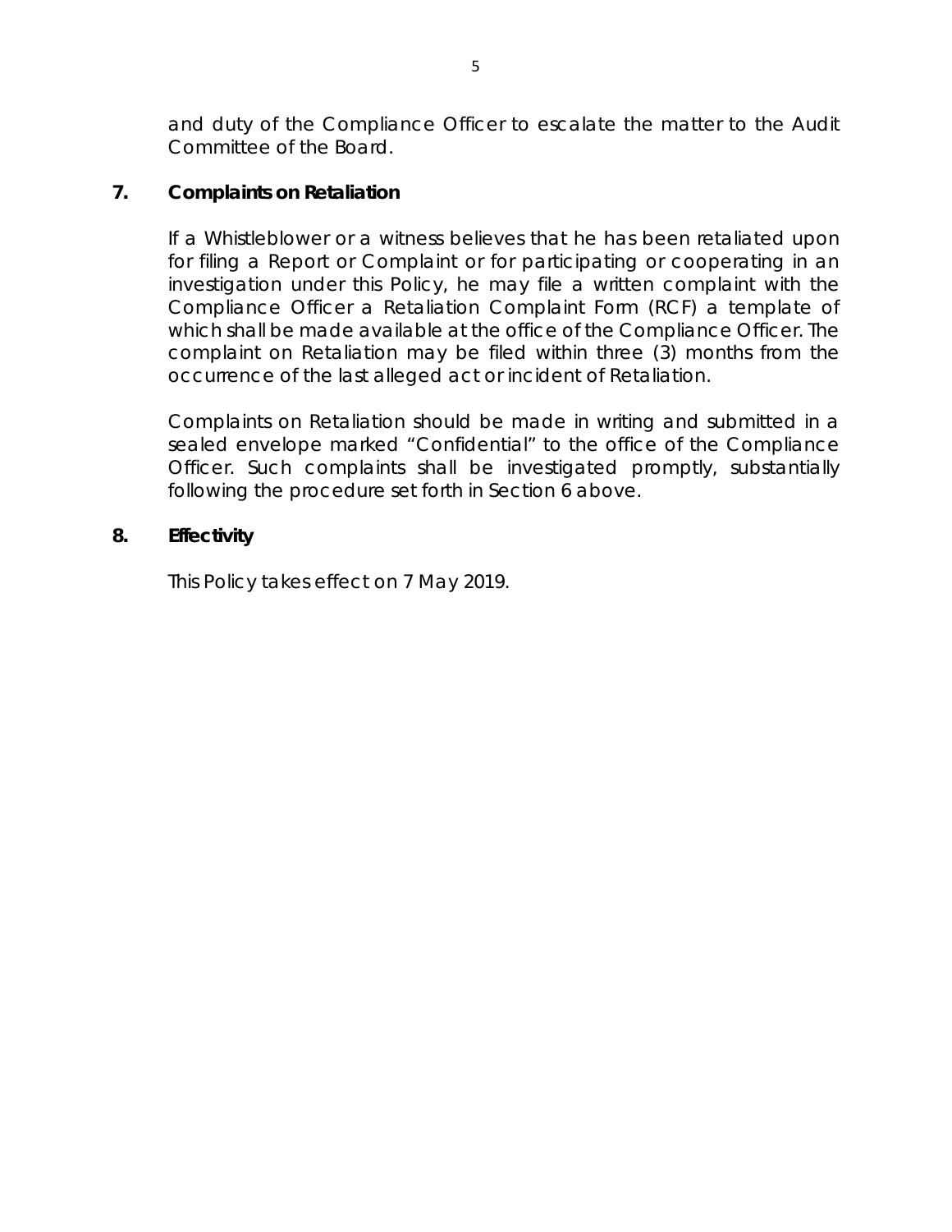and duty of the Compliance Officer to escalate the matter to the Audit Committee of the Board.

## 7. Complaints on Retaliation

If a Whistleblower or a witness believes that he has been retaliated upon for filing a Report or Complaint or for participating or cooperating in an investigation under this Policy, he may file a written complaint with the Compliance Officer a Retaliation Complaint Form (RCF) a template of which shall be made available at the office of the Compliance Officer. The complaint on Retaliation may be filed within three (3) months from the occurrence of the last alleged act or incident of Retaliation.

Complaints on Retaliation should be made in writing and submitted in a sealed envelope marked "Confidential" to the office of the Compliance Officer. Such complaints shall be investigated promptly, substantially following the procedure set forth in Section 6 above.

## 8. Effectivity

This Policy takes effect on 7 May 2019.